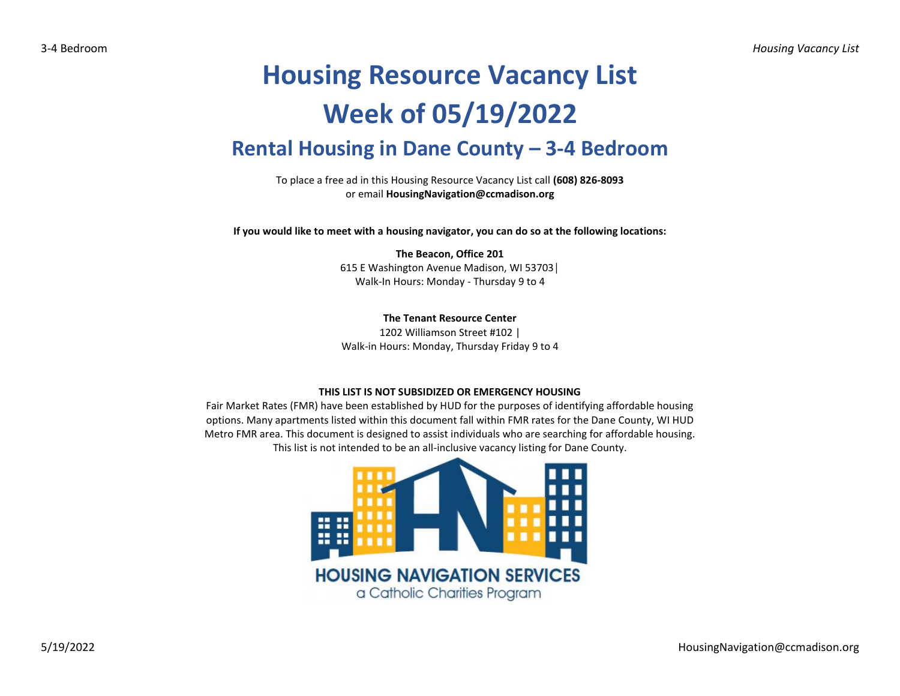# Housing Resource Vacancy List

# Week of 05/19/2022

## Rental Housing in Dane County – 3-4 Bedroom

To place a free ad in this Housing Resource Vacancy List call **(608) 826-8093** or email **HousingNavigation@ccmadison.org**

**If you would like to meet with a housing navigator, you can do so at the following locations:**

**The Beacon, Office 201**
615 E Washington Avenue Madison, WI 53703|
Walk-In Hours: Monday - Thursday 9 to 4

**The Tenant Resource Center**
1202 Williamson Street #102 |
Walk-in Hours: Monday, Thursday Friday 9 to 4

**THIS LIST IS NOT SUBSIDIZED OR EMERGENCY HOUSING**

Fair Market Rates (FMR) have been established by HUD for the purposes of identifying affordable housing options. Many apartments listed within this document fall within FMR rates for the Dane County, WI HUD Metro FMR area. This document is designed to assist individuals who are searching for affordable housing. This list is not intended to be an all-inclusive vacancy listing for Dane County.

HOUSING NAVIGATION SERVICES
a Catholic Charities Program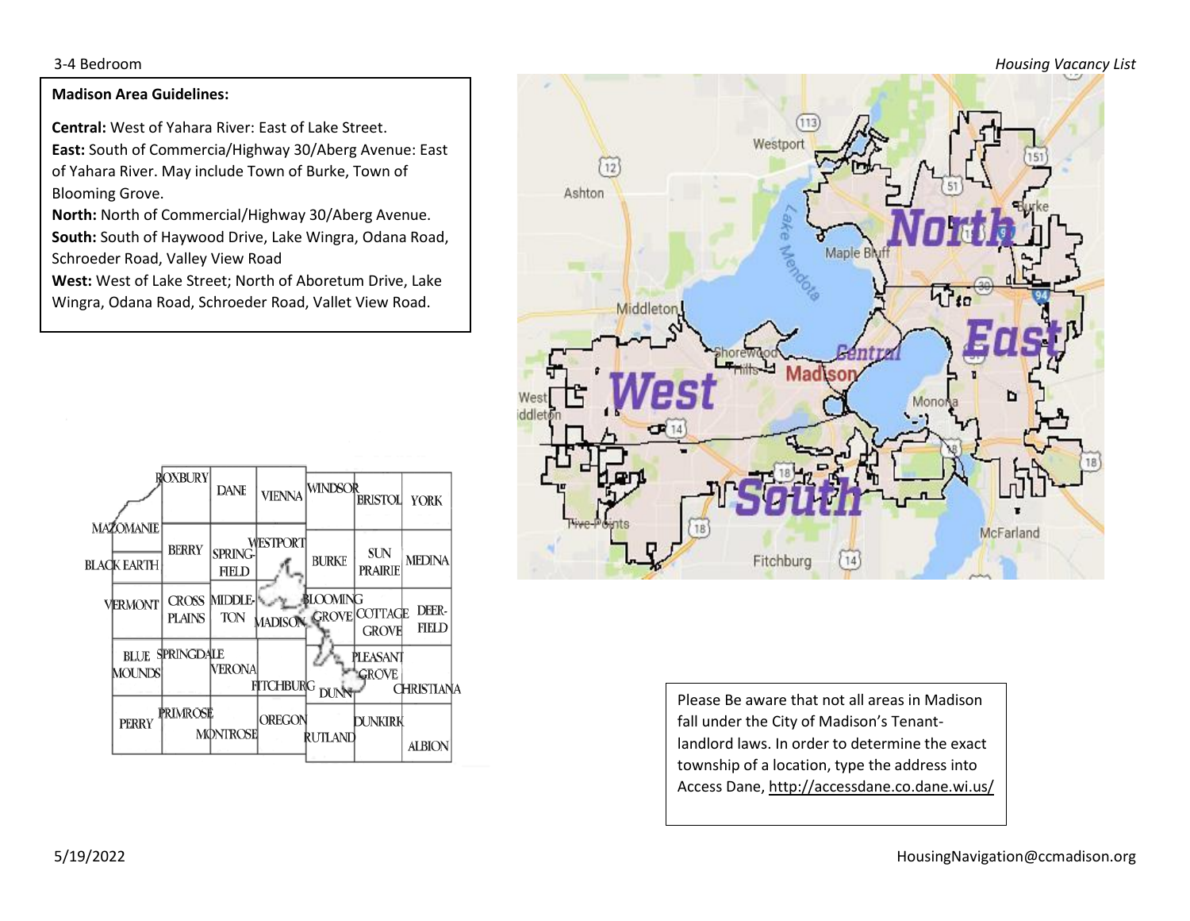**Madison Area Guidelines:**

**Central:** West of Yahara River: East of Lake Street.
**East:** South of Commercia/Highway 30/Aberg Avenue: East of Yahara River. May include Town of Burke, Town of Blooming Grove.
**North:** North of Commercial/Highway 30/Aberg Avenue.
**South:** South of Haywood Drive, Lake Wingra, Odana Road, Schroeder Road, Valley View Road
**West:** West of Lake Street; North of Aboretum Drive, Lake Wingra, Odana Road, Schroeder Road, Vallet View Road.

Please Be aware that not all areas in Madison fall under the City of Madison's Tenant-landlord laws. In order to determine the exact township of a location, type the address into Access Dane, http://accessdane.co.dane.wi.us/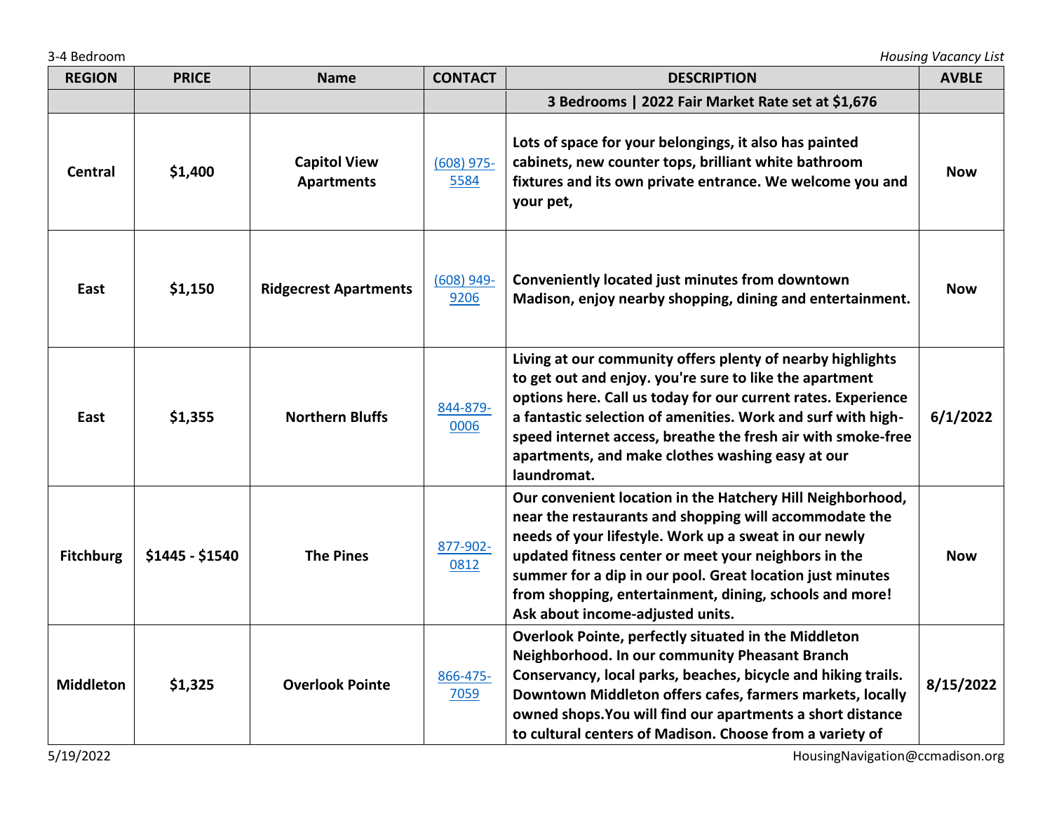| REGION | PRICE | Name | CONTACT | DESCRIPTION | AVBLE |
|---|---|---|---|---|---|
| | | | | **3 Bedrooms \| 2022 Fair Market Rate set at $1,676** | |
| **Central** | **$1,400** | **Capitol View Apartments** | (608) 975-5584 | **Lots of space for your belongings, it also has painted cabinets, new counter tops, brilliant white bathroom fixtures and its own private entrance. We welcome you and your pet,** | **Now** |
| **East** | **$1,150** | **Ridgecrest Apartments** | (608) 949-9206 | **Conveniently located just minutes from downtown Madison, enjoy nearby shopping, dining and entertainment.** | **Now** |
| **East** | **$1,355** | **Northern Bluffs** | 844-879-0006 | **Living at our community offers plenty of nearby highlights to get out and enjoy. you're sure to like the apartment options here. Call us today for our current rates. Experience a fantastic selection of amenities. Work and surf with high-speed internet access, breathe the fresh air with smoke-free apartments, and make clothes washing easy at our laundromat.** | **6/1/2022** |
| **Fitchburg** | **$1445 - $1540** | **The Pines** | 877-902-0812 | **Our convenient location in the Hatchery Hill Neighborhood, near the restaurants and shopping will accommodate the needs of your lifestyle. Work up a sweat in our newly updated fitness center or meet your neighbors in the summer for a dip in our pool. Great location just minutes from shopping, entertainment, dining, schools and more! Ask about income-adjusted units.** | **Now** |
| **Middleton** | **$1,325** | **Overlook Pointe** | 866-475-7059 | **Overlook Pointe, perfectly situated in the Middleton Neighborhood. In our community Pheasant Branch Conservancy, local parks, beaches, bicycle and hiking trails. Downtown Middleton offers cafes, farmers markets, locally owned shops.You will find our apartments a short distance to cultural centers of Madison. Choose from a variety of** | **8/15/2022** |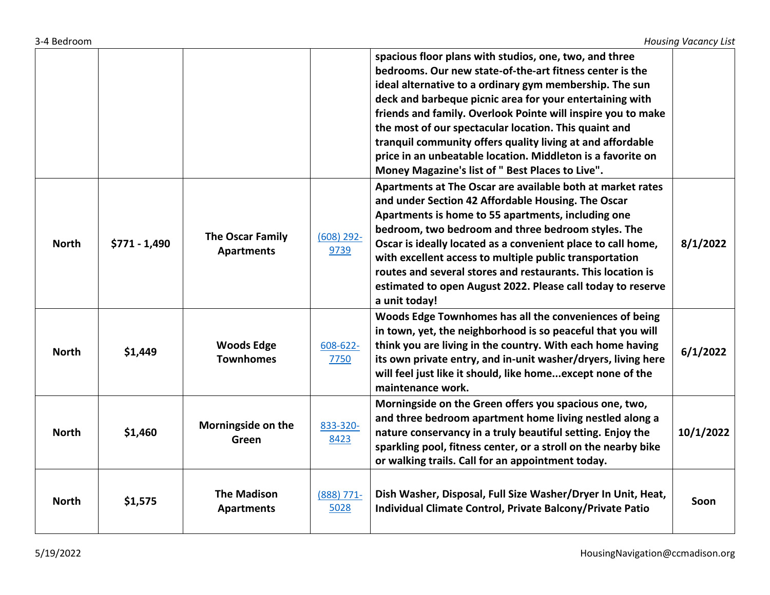| | | | | | |
|---|---|---|---|---|---|
| | | | | spacious floor plans with studios, one, two, and three bedrooms. Our new state-of-the-art fitness center is the ideal alternative to a ordinary gym membership. The sun deck and barbeque picnic area for your entertaining with friends and family. Overlook Pointe will inspire you to make the most of our spectacular location. This quaint and tranquil community offers quality living at and affordable price in an unbeatable location. Middleton is a favorite on Money Magazine's list of " Best Places to Live". | |
| **North** | **$771 - 1,490** | **The Oscar Family Apartments** | (608) 292-9739 | **Apartments at The Oscar are available both at market rates and under Section 42 Affordable Housing. The Oscar Apartments is home to 55 apartments, including one bedroom, two bedroom and three bedroom styles. The Oscar is ideally located as a convenient place to call home, with excellent access to multiple public transportation routes and several stores and restaurants. This location is estimated to open August 2022. Please call today to reserve a unit today!** | **8/1/2022** |
| **North** | **$1,449** | **Woods Edge Townhomes** | 608-622-7750 | **Woods Edge Townhomes has all the conveniences of being in town, yet, the neighborhood is so peaceful that you will think you are living in the country. With each home having its own private entry, and in-unit washer/dryers, living here will feel just like it should, like home...except none of the maintenance work.** | **6/1/2022** |
| **North** | **$1,460** | **Morningside on the Green** | 833-320-8423 | **Morningside on the Green offers you spacious one, two, and three bedroom apartment home living nestled along a nature conservancy in a truly beautiful setting. Enjoy the sparkling pool, fitness center, or a stroll on the nearby bike or walking trails. Call for an appointment today.** | **10/1/2022** |
| **North** | **$1,575** | **The Madison Apartments** | (888) 771-5028 | **Dish Washer, Disposal, Full Size Washer/Dryer In Unit, Heat, Individual Climate Control, Private Balcony/Private Patio** | **Soon** |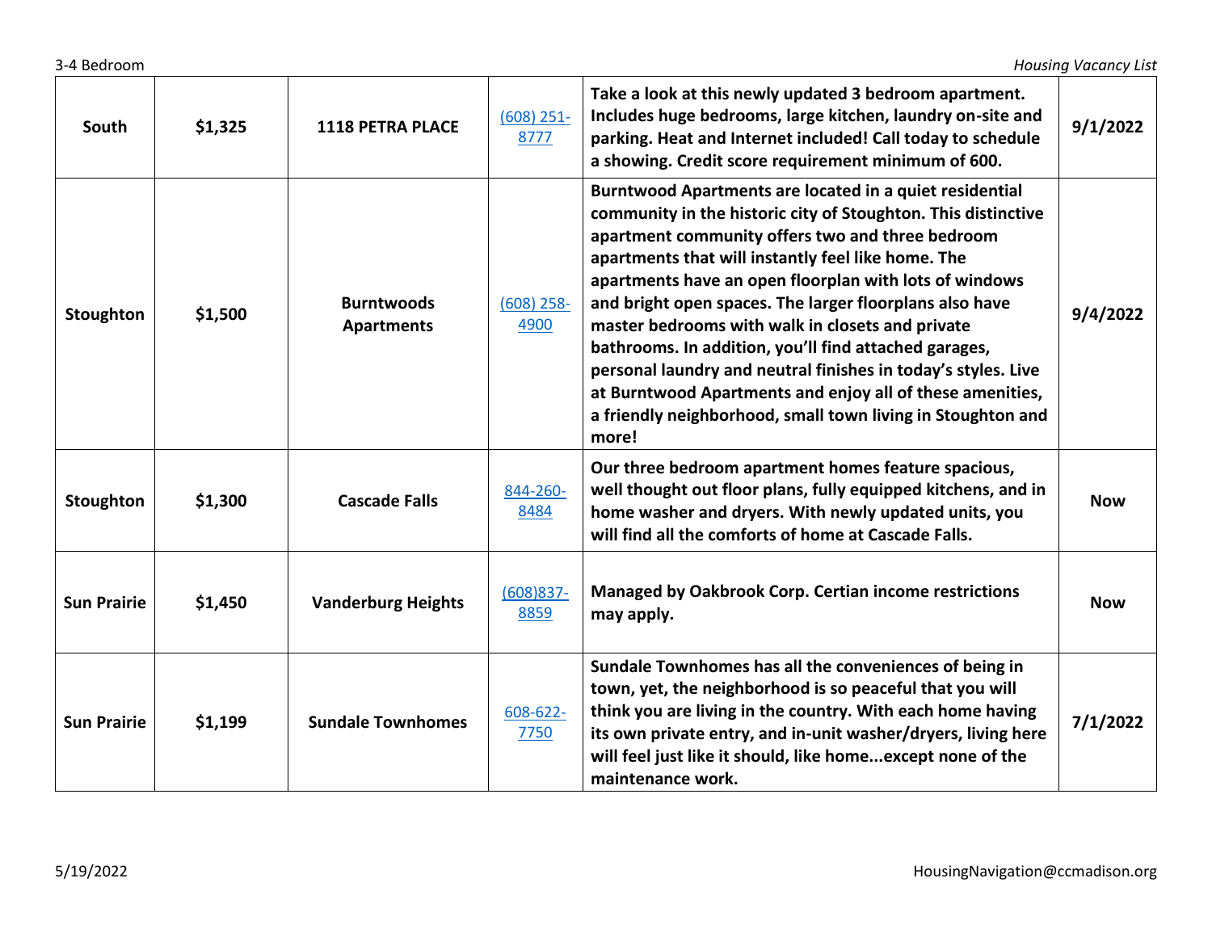| South | $1,325 | 1118 PETRA PLACE | (608) 251-8777 | Take a look at this newly updated 3 bedroom apartment. Includes huge bedrooms, large kitchen, laundry on-site and parking. Heat and Internet included! Call today to schedule a showing. Credit score requirement minimum of 600. | 9/1/2022 |
|---|---|---|---|---|---|
| Stoughton | $1,500 | Burntwoods Apartments | (608) 258-4900 | Burntwood Apartments are located in a quiet residential community in the historic city of Stoughton. This distinctive apartment community offers two and three bedroom apartments that will instantly feel like home. The apartments have an open floorplan with lots of windows and bright open spaces. The larger floorplans also have master bedrooms with walk in closets and private bathrooms. In addition, you'll find attached garages, personal laundry and neutral finishes in today's styles. Live at Burntwood Apartments and enjoy all of these amenities, a friendly neighborhood, small town living in Stoughton and more! | 9/4/2022 |
| Stoughton | $1,300 | Cascade Falls | 844-260-8484 | Our three bedroom apartment homes feature spacious, well thought out floor plans, fully equipped kitchens, and in home washer and dryers. With newly updated units, you will find all the comforts of home at Cascade Falls. | Now |
| Sun Prairie | $1,450 | Vanderburg Heights | (608)837-8859 | Managed by Oakbrook Corp. Certian income restrictions may apply. | Now |
| Sun Prairie | $1,199 | Sundale Townhomes | 608-622-7750 | Sundale Townhomes has all the conveniences of being in town, yet, the neighborhood is so peaceful that you will think you are living in the country. With each home having its own private entry, and in-unit washer/dryers, living here will feel just like it should, like home...except none of the maintenance work. | 7/1/2022 |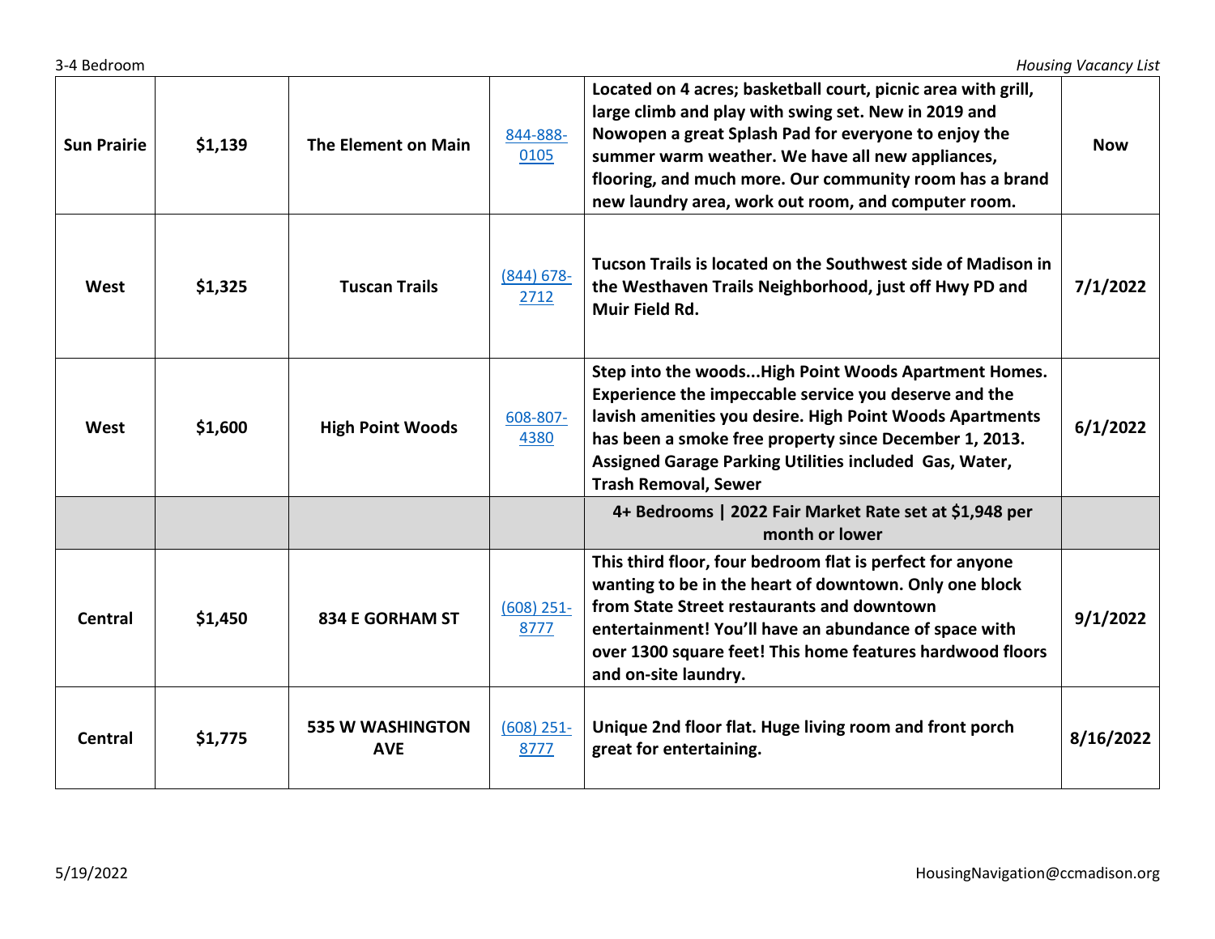| | | | | | |
|---|---|---|---|---|---|
| **Sun Prairie** | **$1,139** | **The Element on Main** | [844-888-0105]() | **Located on 4 acres; basketball court, picnic area with grill, large climb and play with swing set. New in 2019 and Nowopen a great Splash Pad for everyone to enjoy the summer warm weather. We have all new appliances, flooring, and much more. Our community room has a brand new laundry area, work out room, and computer room.** | **Now** |
| **West** | **$1,325** | **Tuscan Trails** | [(844) 678-2712]() | **Tucson Trails is located on the Southwest side of Madison in the Westhaven Trails Neighborhood, just off Hwy PD and Muir Field Rd.** | **7/1/2022** |
| **West** | **$1,600** | **High Point Woods** | [608-807-4380]() | **Step into the woods...High Point Woods Apartment Homes. Experience the impeccable service you deserve and the lavish amenities you desire. High Point Woods Apartments has been a smoke free property since December 1, 2013. Assigned Garage Parking Utilities included Gas, Water, Trash Removal, Sewer** | **6/1/2022** |
| | | | | **4+ Bedrooms \| 2022 Fair Market Rate set at $1,948 per month or lower** | |
| **Central** | **$1,450** | **834 E GORHAM ST** | [(608) 251-8777]() | **This third floor, four bedroom flat is perfect for anyone wanting to be in the heart of downtown. Only one block from State Street restaurants and downtown entertainment! You'll have an abundance of space with over 1300 square feet! This home features hardwood floors and on-site laundry.** | **9/1/2022** |
| **Central** | **$1,775** | **535 W WASHINGTON AVE** | [(608) 251-8777]() | **Unique 2nd floor flat. Huge living room and front porch great for entertaining.** | **8/16/2022** |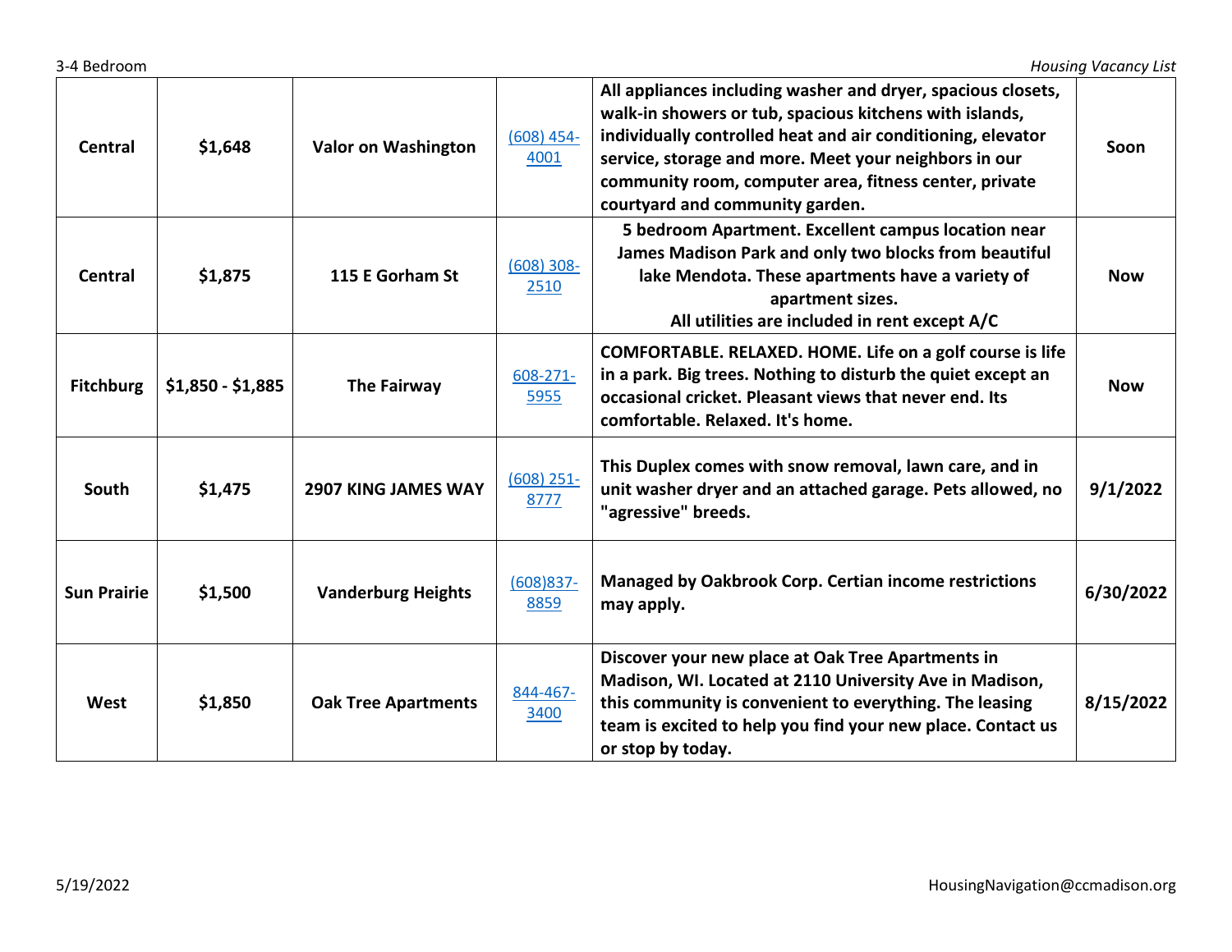| | | | | | |
|---|---|---|---|---|---|
| **Central** | **$1,648** | **Valor on Washington** | [(608) 454-4001]() | **All appliances including washer and dryer, spacious closets, walk-in showers or tub, spacious kitchens with islands, individually controlled heat and air conditioning, elevator service, storage and more. Meet your neighbors in our community room, computer area, fitness center, private courtyard and community garden.** | **Soon** |
| **Central** | **$1,875** | **115 E Gorham St** | [(608) 308-2510]() | **5 bedroom Apartment. Excellent campus location near James Madison Park and only two blocks from beautiful lake Mendota. These apartments have a variety of apartment sizes.<br>All utilities are included in rent except A/C** | **Now** |
| **Fitchburg** | **$1,850 - $1,885** | **The Fairway** | [608-271-5955]() | **COMFORTABLE. RELAXED. HOME. Life on a golf course is life in a park. Big trees. Nothing to disturb the quiet except an occasional cricket. Pleasant views that never end. Its comfortable. Relaxed. It's home.** | **Now** |
| **South** | **$1,475** | **2907 KING JAMES WAY** | [(608) 251-8777]() | **This Duplex comes with snow removal, lawn care, and in unit washer dryer and an attached garage. Pets allowed, no "agressive" breeds.** | **9/1/2022** |
| **Sun Prairie** | **$1,500** | **Vanderburg Heights** | [(608)837-8859]() | **Managed by Oakbrook Corp. Certian income restrictions may apply.** | **6/30/2022** |
| **West** | **$1,850** | **Oak Tree Apartments** | [844-467-3400]() | **Discover your new place at Oak Tree Apartments in Madison, WI. Located at 2110 University Ave in Madison, this community is convenient to everything. The leasing team is excited to help you find your new place. Contact us or stop by today.** | **8/15/2022** |